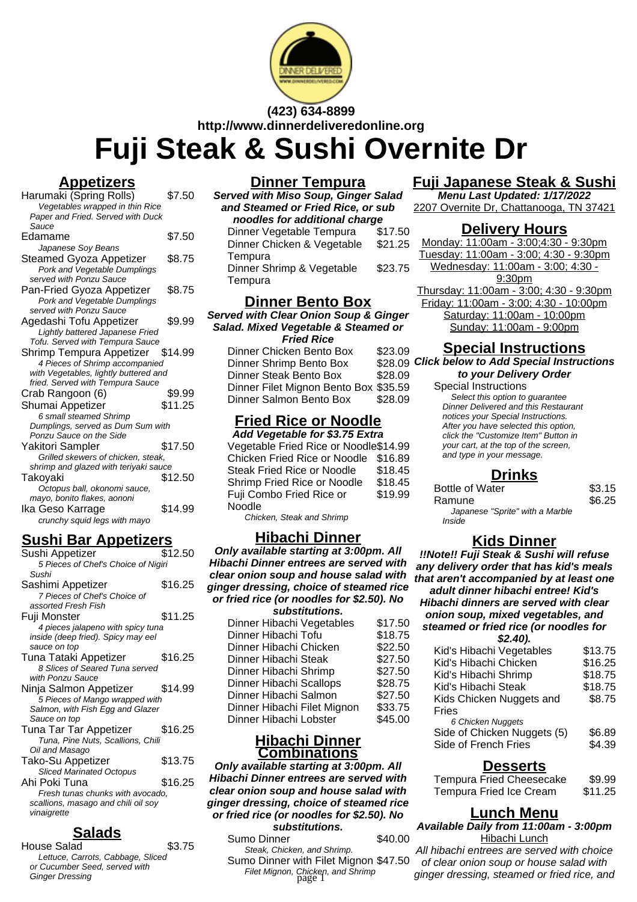(423) 634-8899
http://www.dinnerdeliveredonline.org

# Fuji Steak & Sushi Overnite Dr

## Appetizers

| Item | Price |
|---|---|
| Harumaki (Spring Rolls)<br>*Vegetables wrapped in thin Rice Paper and Fried. Served with Duck Sauce* | $7.50 |
| Edamame<br>*Japanese Soy Beans* | $7.50 |
| Steamed Gyoza Appetizer<br>*Pork and Vegetable Dumplings served with Ponzu Sauce* | $8.75 |
| Pan-Fried Gyoza Appetizer<br>*Pork and Vegetable Dumplings served with Ponzu Sauce* | $8.75 |
| Agedashi Tofu Appetizer<br>*Lightly battered Japanese Fried Tofu. Served with Tempura Sauce* | $9.99 |
| Shrimp Tempura Appetizer<br>*4 Pieces of Shrimp accompanied with Vegetables, lightly buttered and fried. Served with Tempura Sauce* | $14.99 |
| Crab Rangoon (6) | $9.99 |
| Shumai Appetizer<br>*6 small steamed Shrimp Dumplings, served as Dum Sum with Ponzu Sauce on the Side* | $11.25 |
| Yakitori Sampler<br>*Grilled skewers of chicken, steak, shrimp and glazed with teriyaki sauce* | $17.50 |
| Takoyaki<br>*Octopus ball, okonomi sauce, mayo, bonito flakes, aononi* | $12.50 |
| Ika Geso Karrage<br>*crunchy squid legs with mayo* | $14.99 |

## Sushi Bar Appetizers

| Item | Price |
|---|---|
| Sushi Appetizer<br>*5 Pieces of Chef's Choice of Nigiri Sushi* | $12.50 |
| Sashimi Appetizer<br>*7 Pieces of Chef's Choice of assorted Fresh Fish* | $16.25 |
| Fuji Monster<br>*4 pieces jalapeno with spicy tuna inside (deep fried). Spicy may eel sauce on top* | $11.25 |
| Tuna Tataki Appetizer<br>*8 Slices of Seared Tuna served with Ponzu Sauce* | $16.25 |
| Ninja Salmon Appetizer<br>*5 Pieces of Mango wrapped with Salmon, with Fish Egg and Glazer Sauce on top* | $14.99 |
| Tuna Tar Tar Appetizer<br>*Tuna, Pine Nuts, Scallions, Chili Oil and Masago* | $16.25 |
| Tako-Su Appetizer<br>*Sliced Marinated Octopus* | $13.75 |
| Ahi Poki Tuna<br>*Fresh tunas chunks with avocado, scallions, masago and chili oil soy vinaigrette* | $16.25 |

## Salads

| Item | Price |
|---|---|
| House Salad<br>*Lettuce, Carrots, Cabbage, Sliced or Cucumber Seed, served with Ginger Dressing* | $3.75 |

## Dinner Tempura

**Served with Miso Soup, Ginger Salad and Steamed or Fried Rice, or sub noodles for additional charge**

| Item | Price |
|---|---|
| Dinner Vegetable Tempura | $17.50 |
| Dinner Chicken & Vegetable Tempura | $21.25 |
| Dinner Shrimp & Vegetable Tempura | $23.75 |

## Dinner Bento Box

**Served with Clear Onion Soup & Ginger Salad. Mixed Vegetable & Steamed or Fried Rice**

| Item | Price |
|---|---|
| Dinner Chicken Bento Box | $23.09 |
| Dinner Shrimp Bento Box | $28.09 |
| Dinner Steak Bento Box | $28.09 |
| Dinner Filet Mignon Bento Box | $35.59 |
| Dinner Salmon Bento Box | $28.09 |

## Fried Rice or Noodle

**Add Vegetable for $3.75 Extra**

| Item | Price |
|---|---|
| Vegetable Fried Rice or Noodle | $14.99 |
| Chicken Fried Rice or Noodle | $16.89 |
| Steak Fried Rice or Noodle | $18.45 |
| Shrimp Fried Rice or Noodle | $18.45 |
| Fuji Combo Fried Rice or Noodle<br>*Chicken, Steak and Shrimp* | $19.99 |

## Hibachi Dinner

**Only available starting at 3:00pm. All Hibachi Dinner entrees are served with clear onion soup and house salad with ginger dressing, choice of steamed rice or fried rice (or noodles for $2.50). No substitutions.**

| Item | Price |
|---|---|
| Dinner Hibachi Vegetables | $17.50 |
| Dinner Hibachi Tofu | $18.75 |
| Dinner Hibachi Chicken | $22.50 |
| Dinner Hibachi Steak | $27.50 |
| Dinner Hibachi Shrimp | $27.50 |
| Dinner Hibachi Scallops | $28.75 |
| Dinner Hibachi Salmon | $27.50 |
| Dinner Hibachi Filet Mignon | $33.75 |
| Dinner Hibachi Lobster | $45.00 |

## Hibachi Dinner Combinations

**Only available starting at 3:00pm. All Hibachi Dinner entrees are served with clear onion soup and house salad with ginger dressing, choice of steamed rice or fried rice (or noodles for $2.50). No substitutions.**

| Item | Price |
|---|---|
| Sumo Dinner<br>*Steak, Chicken, and Shrimp.* | $40.00 |
| Sumo Dinner with Filet Mignon<br>*Filet Mignon, Chicken, and Shrimp* | $47.50 |

## Fuji Japanese Steak & Sushi

**Menu Last Updated: 1/17/2022**

2207 Overnite Dr, Chattanooga, TN 37421

## Delivery Hours

Monday: 11:00am - 3:00;4:30 - 9:30pm
Tuesday: 11:00am - 3:00; 4:30 - 9:30pm
Wednesday: 11:00am - 3:00; 4:30 - 9:30pm
Thursday: 11:00am - 3:00; 4:30 - 9:30pm
Friday: 11:00am - 3:00; 4:30 - 10:00pm
Saturday: 11:00am - 10:00pm
Sunday: 11:00am - 9:00pm

## Special Instructions

**Click below to Add Special Instructions to your Delivery Order**

Special Instructions
*Select this option to guarantee Dinner Delivered and this Restaurant notices your Special Instructions. After you have selected this option, click the "Customize Item" Button in your cart, at the top of the screen, and type in your message.*

## Drinks

| Item | Price |
|---|---|
| Bottle of Water | $3.15 |
| Ramune<br>*Japanese "Sprite" with a Marble Inside* | $6.25 |

## Kids Dinner

**!!Note!! Fuji Steak & Sushi will refuse any delivery order that has kid's meals that aren't accompanied by at least one adult dinner hibachi entree! Kid's Hibachi dinners are served with clear onion soup, mixed vegetables, and steamed or fried rice (or noodles for $2.40).**

| Item | Price |
|---|---|
| Kid's Hibachi Vegetables | $13.75 |
| Kid's Hibachi Chicken | $16.25 |
| Kid's Hibachi Shrimp | $18.75 |
| Kid's Hibachi Steak | $18.75 |
| Kids Chicken Nuggets and Fries<br>*6 Chicken Nuggets* | $8.75 |
| Side of Chicken Nuggets (5) | $6.89 |
| Side of French Fries | $4.39 |

## Desserts

| Item | Price |
|---|---|
| Tempura Fried Cheesecake | $9.99 |
| Tempura Fried Ice Cream | $11.25 |

## Lunch Menu

**Available Daily from 11:00am - 3:00pm**

Hibachi Lunch

*All hibachi entrees are served with choice of clear onion soup or house salad with ginger dressing, steamed or fried rice, and*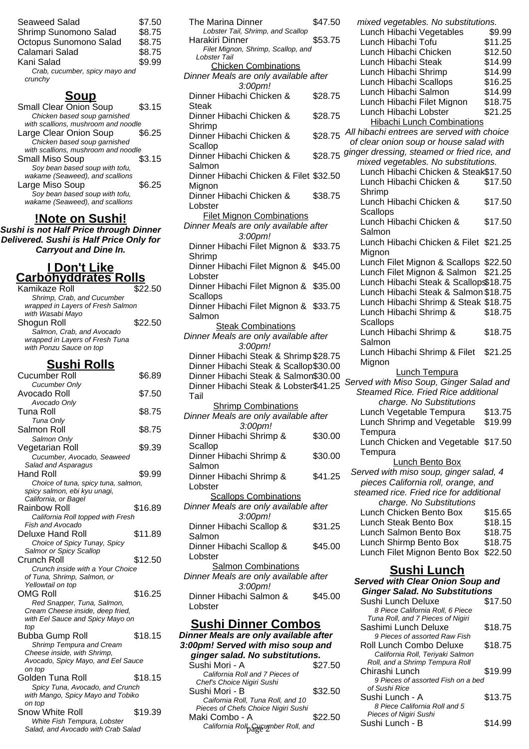| | |
|---|---|
| Seaweed Salad | $7.50 |
| Shrimp Sunomono Salad | $8.75 |
| Octopus Sunomono Salad | $8.75 |
| Calamari Salad | $8.75 |
| Kani Salad | $9.99 |

*Crab, cucumber, spicy mayo and crunchy*

## Soup

| | |
|---|---|
| Small Clear Onion Soup | $3.15 |

*Chicken based soup garnished with scallions, mushroom and noodle*

| | |
|---|---|
| Large Clear Onion Soup | $6.25 |

*Chicken based soup garnished with scallions, mushroom and noodle*

| | |
|---|---|
| Small Miso Soup | $3.15 |

*Soy bean based soup with tofu, wakame (Seaweed), and scallions*

| | |
|---|---|
| Large Miso Soup | $6.25 |

*Soy bean based soup with tofu, wakame (Seaweed), and scallions*

## !Note on Sushi!

***Sushi is not Half Price through Dinner Delivered. Sushi is Half Price Only for Carryout and Dine In.***

## I Don't Like Carbohyddrates Rolls

Kamikaze Roll — $22.50
*Shrimp, Crab, and Cucumber wrapped in Layers of Fresh Salmon with Wasabi Mayo*

Shogun Roll — $22.50
*Salmon, Crab, and Avocado wrapped in Layers of Fresh Tuna with Ponzu Sauce on top*

## Sushi Rolls

Cucumber Roll — $6.89
*Cucumber Only*

Avocado Roll — $7.50
*Avocado Only*

Tuna Roll — $8.75
*Tuna Only*

Salmon Roll — $8.75
*Salmon Only*

Vegetarian Roll — $9.39
*Cucumber, Avocado, Seaweed Salad and Asparagus*

Hand Roll — $9.99
*Choice of tuna, spicy tuna, salmon, spicy salmon, ebi kyu unagi, California, or Bagel*

Rainbow Roll — $16.89
*California Roll topped with Fresh Fish and Avocado*

Deluxe Hand Roll — $11.89
*Choice of Spicy Tunay, Spicy Salmor or Spicy Scallop*

Crunch Roll — $12.50
*Crunch inside with a Your Choice of Tuna, Shrimp, Salmon, or Yellowtail on top*

OMG Roll — $16.25
*Red Snapper, Tuna, Salmon, Cream Cheese inside, deep fried, with Eel Sauce and Spicy Mayo on top*

Bubba Gump Roll — $18.15
*Shrimp Tempura and Cream Cheese inside, with Shrimp, Avocado, Spicy Mayo, and Eel Sauce on top*

Golden Tuna Roll — $18.15
*Spicy Tuna, Avocado, and Crunch with Mango, Spicy Mayo and Tobiko on top*

Snow White Roll — $19.39
*White Fish Tempura, Lobster Salad, and Avocado with Crab Salad*

The Marina Dinner — $47.50
*Lobster Tail, Shrimp, and Scallop*

Harakiri Dinner — $53.75
*Filet Mignon, Shrimp, Scallop, and Lobster Tail*

### Chicken Combinations

*Dinner Meals are only available after 3:00pm!*

| | |
|---|---|
| Dinner Hibachi Chicken & Steak | $28.75 |
| Dinner Hibachi Chicken & Shrimp | $28.75 |
| Dinner Hibachi Chicken & Scallop | $28.75 |
| Dinner Hibachi Chicken & Salmon | $28.75 |
| Dinner Hibachi Chicken & Filet Mignon | $32.50 |
| Dinner Hibachi Chicken & Lobster | $38.75 |

### Filet Mignon Combinations

*Dinner Meals are only available after 3:00pm!*

| | |
|---|---|
| Dinner Hibachi Filet Mignon & Shrimp | $33.75 |
| Dinner Hibachi Filet Mignon & Lobster | $45.00 |
| Dinner Hibachi Filet Mignon & Scallops | $35.00 |
| Dinner Hibachi Filet Mignon & Salmon | $33.75 |

### Steak Combinations

*Dinner Meals are only available after 3:00pm!*

| | |
|---|---|
| Dinner Hibachi Steak & Shrimp | $28.75 |
| Dinner Hibachi Steak & Scallop | $30.00 |
| Dinner Hibachi Steak & Salmon | $30.00 |
| Dinner Hibachi Steak & Lobster Tail | $41.25 |

### Shrimp Combinations

*Dinner Meals are only available after 3:00pm!*

| | |
|---|---|
| Dinner Hibachi Shrimp & Scallop | $30.00 |
| Dinner Hibachi Shrimp & Salmon | $30.00 |
| Dinner Hibachi Shrimp & Lobster | $41.25 |

### Scallops Combinations

*Dinner Meals are only available after 3:00pm!*

| | |
|---|---|
| Dinner Hibachi Scallop & Salmon | $31.25 |
| Dinner Hibachi Scallop & Lobster | $45.00 |

### Salmon Combinations

*Dinner Meals are only available after 3:00pm!*

| | |
|---|---|
| Dinner Hibachi Salmon & Lobster | $45.00 |

## Sushi Dinner Combos

***Dinner Meals are only available after 3:00pm! Served with miso soup and ginger salad. No substitutions.***

Sushi Mori - A — $27.50
*California Roll and 7 Pieces of Chef's Choice Nigiri Sushi*

Sushi Mori - B — $32.50
*Caifornia Roll, Tuna Roll, and 10 Pieces of Chefs Choice Nigiri Sushi*

Maki Combo - A — $22.50
*California Roll, Cucumber Roll, and*

*mixed vegetables. No substitutions.*

| | |
|---|---|
| Lunch Hibachi Vegetables | $9.99 |
| Lunch Hibachi Tofu | $11.25 |
| Lunch Hibachi Chicken | $12.50 |
| Lunch Hibachi Steak | $14.99 |
| Lunch Hibachi Shrimp | $14.99 |
| Lunch Hibachi Scallops | $16.25 |
| Lunch Hibachi Salmon | $14.99 |
| Lunch Hibachi Filet Mignon | $18.75 |
| Lunch Hibachi Lobster | $21.25 |

### Hibachi Lunch Combinations

*All hibachi entrees are served with choice of clear onion soup or house salad with ginger dressing, steamed or fried rice, and mixed vegetables. No substitutions.*

| | |
|---|---|
| Lunch Hibachi Chicken & Steak | $17.50 |
| Lunch Hibachi Chicken & Shrimp | $17.50 |
| Lunch Hibachi Chicken & Scallops | $17.50 |
| Lunch Hibachi Chicken & Salmon | $17.50 |
| Lunch Hibachi Chicken & Filet Mignon | $21.25 |
| Lunch Filet Mignon & Scallops | $22.50 |
| Lunch Filet Mignon & Salmon | $21.25 |
| Lunch Hibachi Steak & Scallops | $18.75 |
| Lunch Hibachi Steak & Salmon | $18.75 |
| Lunch Hibachi Shrimp & Steak | $18.75 |
| Lunch Hibachi Shrimp & Scallops | $18.75 |
| Lunch Hibachi Shrimp & Salmon | $18.75 |
| Lunch Hibachi Shrimp & Filet Mignon | $21.25 |

### Lunch Tempura

*Served with Miso Soup, Ginger Salad and Steamed Rice. Fried Rice additional charge. No Substitutions*

| | |
|---|---|
| Lunch Vegetable Tempura | $13.75 |
| Lunch Shrimp and Vegetable Tempura | $19.99 |
| Lunch Chicken and Vegetable Tempura | $17.50 |

### Lunch Bento Box

*Served with miso soup, ginger salad, 4 pieces California roll, orange, and steamed rice. Fried rice for additional charge. No Substitutions*

| | |
|---|---|
| Lunch Chicken Bento Box | $15.65 |
| Lunch Steak Bento Box | $18.15 |
| Lunch Salmon Bento Box | $18.75 |
| Lunch Shirmp Bento Box | $18.75 |
| Lunch Filet Mignon Bento Box | $22.50 |

## Sushi Lunch

***Served with Clear Onion Soup and Ginger Salad. No Substitutions***

Sushi Lunch Deluxe — $17.50
*8 Piece California Roll, 6 Piece Tuna Roll, and 7 Pieces of Nigiri*

Sashimi Lunch Deluxe — $18.75
*9 Pieces of assorted Raw Fish*

Roll Lunch Combo Deluxe — $18.75
*California Roll, Teriyaki Salmon Roll, and a Shrimp Tempura Roll*

Chirashi Lunch — $19.99
*9 Pieces of assorted Fish on a bed of Sushi Rice*

Sushi Lunch - A — $13.75
*8 Piece California Roll and 5 Pieces of Nigiri Sushi*

Sushi Lunch - B — $14.99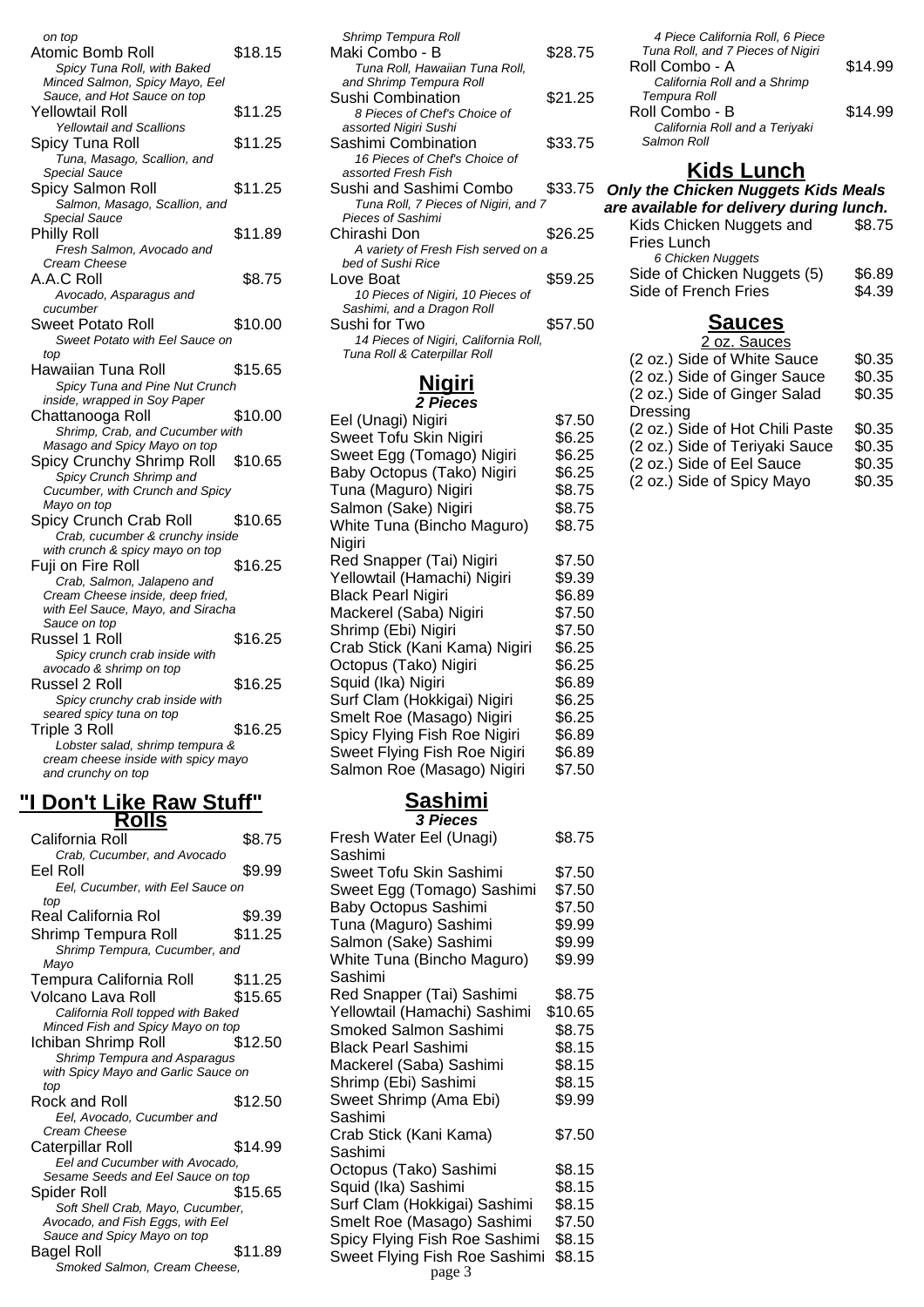*on top*

Atomic Bomb Roll $18.15
*Spicy Tuna Roll, with Baked Minced Salmon, Spicy Mayo, Eel Sauce, and Hot Sauce on top*

Yellowtail Roll $11.25
*Yellowtail and Scallions*

Spicy Tuna Roll $11.25
*Tuna, Masago, Scallion, and Special Sauce*

Spicy Salmon Roll $11.25
*Salmon, Masago, Scallion, and Special Sauce*

Philly Roll $11.89
*Fresh Salmon, Avocado and Cream Cheese*

A.A.C Roll $8.75
*Avocado, Asparagus and cucumber*

Sweet Potato Roll $10.00
*Sweet Potato with Eel Sauce on top*

Hawaiian Tuna Roll $15.65
*Spicy Tuna and Pine Nut Crunch inside, wrapped in Soy Paper*

Chattanooga Roll $10.00
*Shrimp, Crab, and Cucumber with Masago and Spicy Mayo on top*

Spicy Crunchy Shrimp Roll $10.65
*Spicy Crunch Shrimp and Cucumber, with Crunch and Spicy Mayo on top*

Spicy Crunch Crab Roll $10.65
*Crab, cucumber & crunchy inside with crunch & spicy mayo on top*

Fuji on Fire Roll $16.25
*Crab, Salmon, Jalapeno and Cream Cheese inside, deep fried, with Eel Sauce, Mayo, and Siracha Sauce on top*

Russel 1 Roll $16.25
*Spicy crunch crab inside with avocado & shrimp on top*

Russel 2 Roll $16.25
*Spicy crunchy crab inside with seared spicy tuna on top*

Triple 3 Roll $16.25
*Lobster salad, shrimp tempura & cream cheese inside with spicy mayo and crunchy on top*

## "I Don't Like Raw Stuff" Rolls

California Roll $8.75
*Crab, Cucumber, and Avocado*

Eel Roll $9.99
*Eel, Cucumber, with Eel Sauce on top*

Real California Rol $9.39

Shrimp Tempura Roll $11.25
*Shrimp Tempura, Cucumber, and Mayo*

Tempura California Roll $11.25

Volcano Lava Roll $15.65
*California Roll topped with Baked Minced Fish and Spicy Mayo on top*

Ichiban Shrimp Roll $12.50
*Shrimp Tempura and Asparagus with Spicy Mayo and Garlic Sauce on top*

Rock and Roll $12.50
*Eel, Avocado, Cucumber and Cream Cheese*

Caterpillar Roll $14.99
*Eel and Cucumber with Avocado, Sesame Seeds and Eel Sauce on top*

Spider Roll $15.65
*Soft Shell Crab, Mayo, Cucumber, Avocado, and Fish Eggs, with Eel Sauce and Spicy Mayo on top*

Bagel Roll $11.89
*Smoked Salmon, Cream Cheese,*

*Shrimp Tempura Roll*

Maki Combo - B $28.75
*Tuna Roll, Hawaiian Tuna Roll, and Shrimp Tempura Roll*

Sushi Combination $21.25
*8 Pieces of Chef's Choice of assorted Nigiri Sushi*

Sashimi Combination $33.75
*16 Pieces of Chef's Choice of assorted Fresh Fish*

Sushi and Sashimi Combo $33.75
*Tuna Roll, 7 Pieces of Nigiri, and 7 Pieces of Sashimi*

Chirashi Don $26.25
*A variety of Fresh Fish served on a bed of Sushi Rice*

Love Boat $59.25
*10 Pieces of Nigiri, 10 Pieces of Sashimi, and a Dragon Roll*

Sushi for Two $57.50
*14 Pieces of Nigiri, California Roll, Tuna Roll & Caterpillar Roll*

## Nigiri

***2 Pieces***

| Item | Price |
|---|---|
| Eel (Unagi) Nigiri | $7.50 |
| Sweet Tofu Skin Nigiri | $6.25 |
| Sweet Egg (Tomago) Nigiri | $6.25 |
| Baby Octopus (Tako) Nigiri | $6.25 |
| Tuna (Maguro) Nigiri | $8.75 |
| Salmon (Sake) Nigiri | $8.75 |
| White Tuna (Bincho Maguro) Nigiri | $8.75 |
| Red Snapper (Tai) Nigiri | $7.50 |
| Yellowtail (Hamachi) Nigiri | $9.39 |
| Black Pearl Nigiri | $6.89 |
| Mackerel (Saba) Nigiri | $7.50 |
| Shrimp (Ebi) Nigiri | $7.50 |
| Crab Stick (Kani Kama) Nigiri | $6.25 |
| Octopus (Tako) Nigiri | $6.25 |
| Squid (Ika) Nigiri | $6.89 |
| Surf Clam (Hokkigai) Nigiri | $6.25 |
| Smelt Roe (Masago) Nigiri | $6.25 |
| Spicy Flying Fish Roe Nigiri | $6.89 |
| Sweet Flying Fish Roe Nigiri | $6.89 |
| Salmon Roe (Masago) Nigiri | $7.50 |

## Sashimi

***3 Pieces***

| Item | Price |
|---|---|
| Fresh Water Eel (Unagi) Sashimi | $8.75 |
| Sweet Tofu Skin Sashimi | $7.50 |
| Sweet Egg (Tomago) Sashimi | $7.50 |
| Baby Octopus Sashimi | $7.50 |
| Tuna (Maguro) Sashimi | $9.99 |
| Salmon (Sake) Sashimi | $9.99 |
| White Tuna (Bincho Maguro) Sashimi | $9.99 |
| Red Snapper (Tai) Sashimi | $8.75 |
| Yellowtail (Hamachi) Sashimi | $10.65 |
| Smoked Salmon Sashimi | $8.75 |
| Black Pearl Sashimi | $8.15 |
| Mackerel (Saba) Sashimi | $8.15 |
| Shrimp (Ebi) Sashimi | $8.15 |
| Sweet Shrimp (Ama Ebi) Sashimi | $9.99 |
| Crab Stick (Kani Kama) Sashimi | $7.50 |
| Octopus (Tako) Sashimi | $8.15 |
| Squid (Ika) Sashimi | $8.15 |
| Surf Clam (Hokkigai) Sashimi | $8.15 |
| Smelt Roe (Masago) Sashimi | $7.50 |
| Spicy Flying Fish Roe Sashimi | $8.15 |
| Sweet Flying Fish Roe Sashimi | $8.15 |

*4 Piece California Roll, 6 Piece Tuna Roll, and 7 Pieces of Nigiri*

Roll Combo - A $14.99
*California Roll and a Shrimp Tempura Roll*

Roll Combo - B $14.99
*California Roll and a Teriyaki Salmon Roll*

## Kids Lunch

***Only the Chicken Nuggets Kids Meals are available for delivery during lunch.***

Kids Chicken Nuggets and Fries Lunch $8.75
*6 Chicken Nuggets*

Side of Chicken Nuggets (5) $6.89

Side of French Fries $4.39

## Sauces

2 oz. Sauces

| Item | Price |
|---|---|
| (2 oz.) Side of White Sauce | $0.35 |
| (2 oz.) Side of Ginger Sauce | $0.35 |
| (2 oz.) Side of Ginger Salad Dressing | $0.35 |
| (2 oz.) Side of Hot Chili Paste | $0.35 |
| (2 oz.) Side of Teriyaki Sauce | $0.35 |
| (2 oz.) Side of Eel Sauce | $0.35 |
| (2 oz.) Side of Spicy Mayo | $0.35 |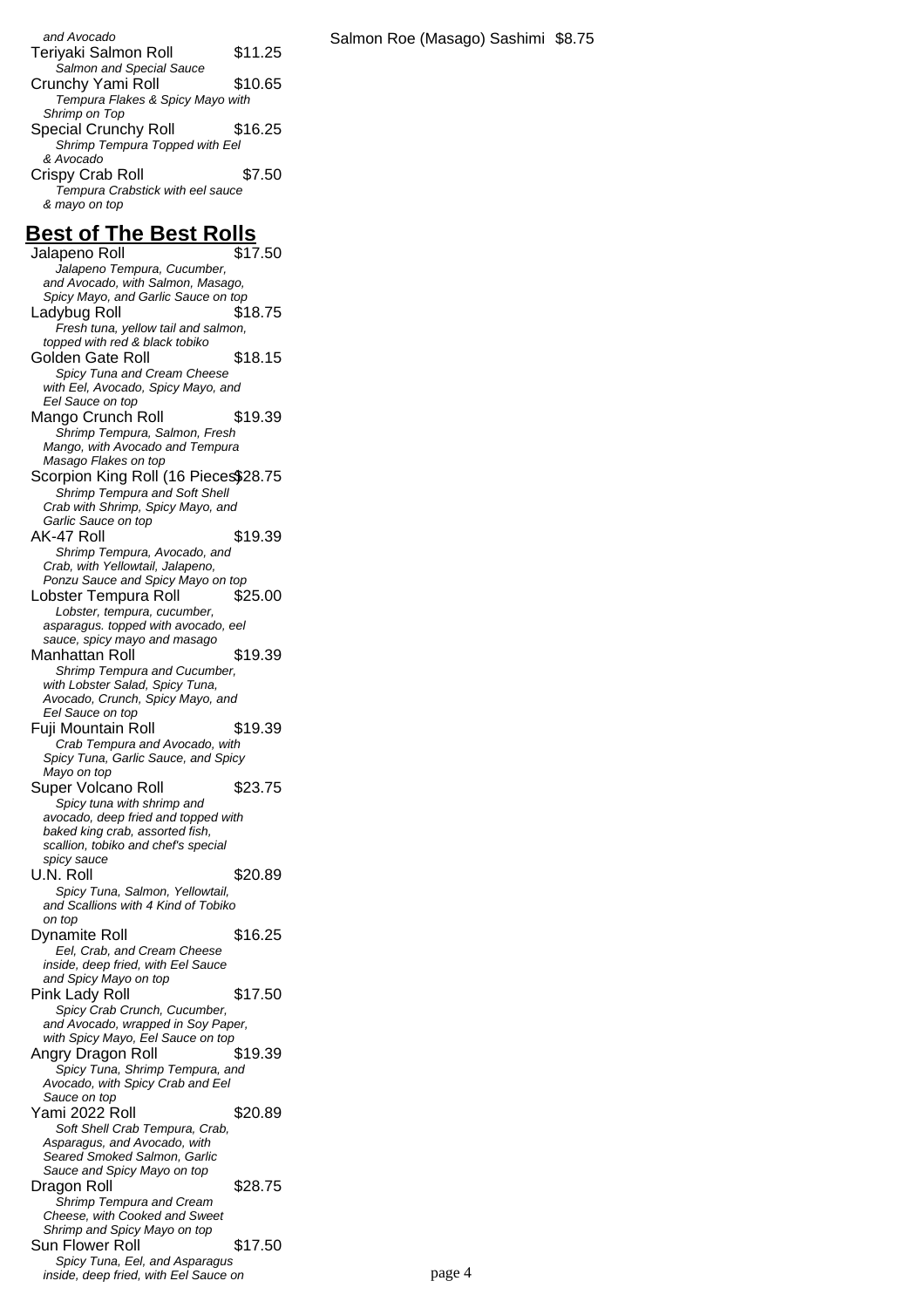*and Avocado*

Teriyaki Salmon Roll $11.25
*Salmon and Special Sauce*

Crunchy Yami Roll $10.65
*Tempura Flakes & Spicy Mayo with Shrimp on Top*

Special Crunchy Roll $16.25
*Shrimp Tempura Topped with Eel & Avocado*

Crispy Crab Roll $7.50
*Tempura Crabstick with eel sauce & mayo on top*

## Best of The Best Rolls

Jalapeno Roll $17.50
*Jalapeno Tempura, Cucumber, and Avocado, with Salmon, Masago, Spicy Mayo, and Garlic Sauce on top*

Ladybug Roll $18.75
*Fresh tuna, yellow tail and salmon, topped with red & black tobiko*

Golden Gate Roll $18.15
*Spicy Tuna and Cream Cheese with Eel, Avocado, Spicy Mayo, and Eel Sauce on top*

Mango Crunch Roll $19.39
*Shrimp Tempura, Salmon, Fresh Mango, with Avocado and Tempura Masago Flakes on top*

Scorpion King Roll (16 Pieces) $28.75
*Shrimp Tempura and Soft Shell Crab with Shrimp, Spicy Mayo, and Garlic Sauce on top*

AK-47 Roll $19.39
*Shrimp Tempura, Avocado, and Crab, with Yellowtail, Jalapeno, Ponzu Sauce and Spicy Mayo on top*

Lobster Tempura Roll $25.00
*Lobster, tempura, cucumber, asparagus. topped with avocado, eel sauce, spicy mayo and masago*

Manhattan Roll $19.39
*Shrimp Tempura and Cucumber, with Lobster Salad, Spicy Tuna, Avocado, Crunch, Spicy Mayo, and Eel Sauce on top*

Fuji Mountain Roll $19.39
*Crab Tempura and Avocado, with Spicy Tuna, Garlic Sauce, and Spicy Mayo on top*

Super Volcano Roll $23.75
*Spicy tuna with shrimp and avocado, deep fried and topped with baked king crab, assorted fish, scallion, tobiko and chef's special spicy sauce*

U.N. Roll $20.89
*Spicy Tuna, Salmon, Yellowtail, and Scallions with 4 Kind of Tobiko on top*

Dynamite Roll $16.25
*Eel, Crab, and Cream Cheese inside, deep fried, with Eel Sauce and Spicy Mayo on top*

Pink Lady Roll $17.50
*Spicy Crab Crunch, Cucumber, and Avocado, wrapped in Soy Paper, with Spicy Mayo, Eel Sauce on top*

Angry Dragon Roll $19.39
*Spicy Tuna, Shrimp Tempura, and Avocado, with Spicy Crab and Eel Sauce on top*

Yami 2022 Roll $20.89
*Soft Shell Crab Tempura, Crab, Asparagus, and Avocado, with Seared Smoked Salmon, Garlic Sauce and Spicy Mayo on top*

Dragon Roll $28.75
*Shrimp Tempura and Cream Cheese, with Cooked and Sweet Shrimp and Spicy Mayo on top*

Sun Flower Roll $17.50
*Spicy Tuna, Eel, and Asparagus inside, deep fried, with Eel Sauce on*

Salmon Roe (Masago) Sashimi $8.75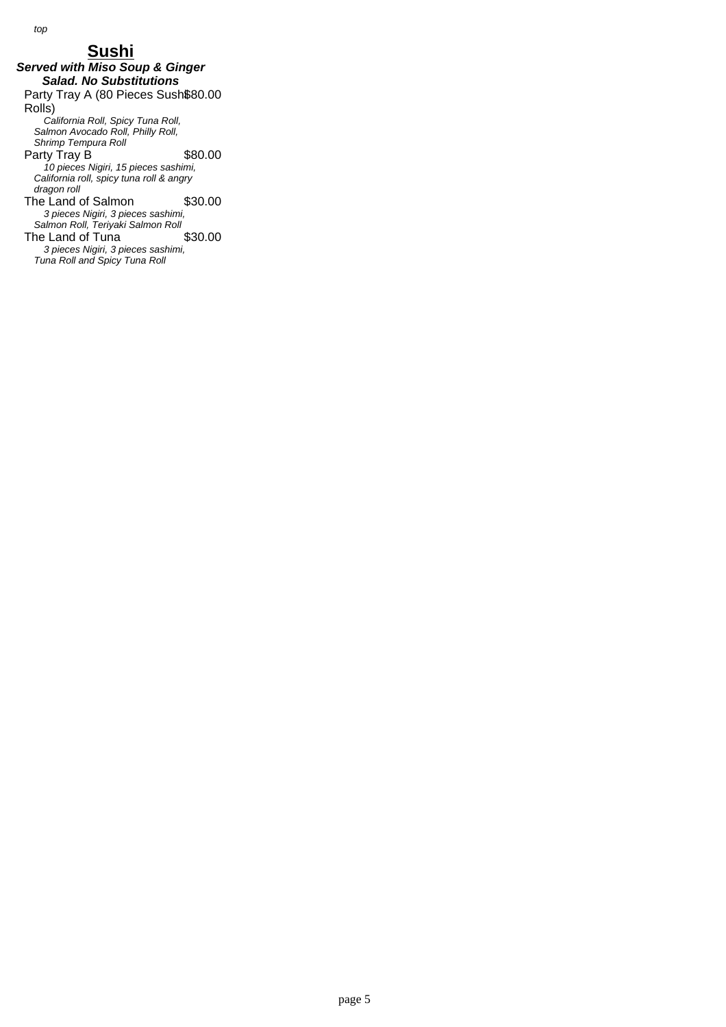top

## Sushi

***Served with Miso Soup & Ginger Salad. No Substitutions***

Party Tray A (80 Pieces Sushi Rolls) $80.00

*California Roll, Spicy Tuna Roll, Salmon Avocado Roll, Philly Roll, Shrimp Tempura Roll*

Party Tray B $80.00

*10 pieces Nigiri, 15 pieces sashimi, California roll, spicy tuna roll & angry dragon roll*

The Land of Salmon $30.00

*3 pieces Nigiri, 3 pieces sashimi, Salmon Roll, Teriyaki Salmon Roll*

The Land of Tuna $30.00

*3 pieces Nigiri, 3 pieces sashimi, Tuna Roll and Spicy Tuna Roll*